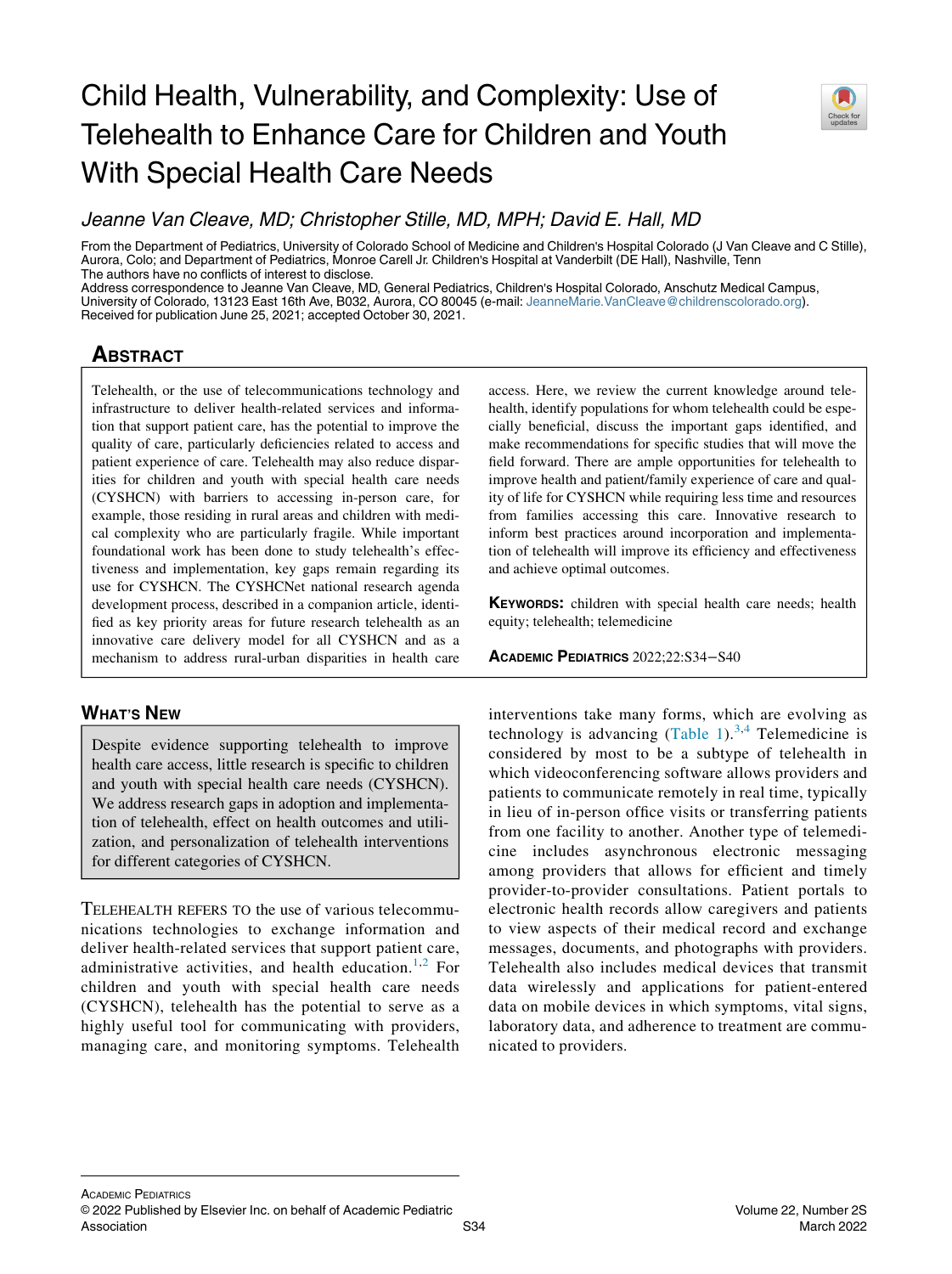# Child Health, Vulnerability, and Complexity: Use of Telehealth to Enhance Care for Children and Youth With Special Health Care Needs

*Jeanne Van Cleave, MD; Christopher Stille, MD, MPH; David E. Hall, MD*

From the Department of Pediatrics, University of Colorado School of Medicine and Children's Hospital Colorado (J Van Cleave and C Stille), Aurora, Colo; and Department of Pediatrics, Monroe Carell Jr. Children's Hospital at Vanderbilt (DE Hall), Nashville, Tenn

The authors have no conflicts of interest to disclose.

Address correspondence to Jeanne Van Cleave, MD, General Pediatrics, Children's Hospital Colorado, Anschutz Medical Campus, University of Colorado, 13123 East 16th Ave, B032, Aurora, CO 80045 (e-mail: JeanneMarie.VanCleave@childrenscolorado.org).

Received for publication June 25, 2021; accepted October 30, 2021.

## Abstract

Telehealth, or the use of telecommunications technology and infrastructure to deliver health-related services and information that support patient care, has the potential to improve the quality of care, particularly deficiencies related to access and patient experience of care. Telehealth may also reduce disparities for children and youth with special health care needs (CYSHCN) with barriers to accessing in-person care, for example, those residing in rural areas and children with medical complexity who are particularly fragile. While important foundational work has been done to study telehealth's effectiveness and implementation, key gaps remain regarding its use for CYSHCN. The CYSHCNet national research agenda development process, described in a companion article, identified as key priority areas for future research telehealth as an innovative care delivery model for all CYSHCN and as a mechanism to address rural-urban disparities in health care access. Here, we review the current knowledge around telehealth, identify populations for whom telehealth could be especially beneficial, discuss the important gaps identified, and make recommendations for specific studies that will move the field forward. There are ample opportunities for telehealth to improve health and patient/family experience of care and quality of life for CYSHCN while requiring less time and resources from families accessing this care. Innovative research to inform best practices around incorporation and implementation of telehealth will improve its efficiency and effectiveness and achieve optimal outcomes.

**Keywords:** children with special health care needs; health equity; telehealth; telemedicine

## What's New

Despite evidence supporting telehealth to improve health care access, little research is specific to children and youth with special health care needs (CYSHCN). We address research gaps in adoption and implementation of telehealth, effect on health outcomes and utilization, and personalization of telehealth interventions for different categories of CYSHCN.

Telehealth refers to the use of various telecommunications technologies to exchange information and deliver health-related services that support patient care, administrative activities, and health education.[1,2] For children and youth with special health care needs (CYSHCN), telehealth has the potential to serve as a highly useful tool for communicating with providers, managing care, and monitoring symptoms. Telehealth interventions take many forms, which are evolving as technology is advancing (Table 1).[3,4] Telemedicine is considered by most to be a subtype of telehealth in which videoconferencing software allows providers and patients to communicate remotely in real time, typically in lieu of in-person office visits or transferring patients from one facility to another. Another type of telemedicine includes asynchronous electronic messaging among providers that allows for efficient and timely provider-to-provider consultations. Patient portals to electronic health records allow caregivers and patients to view aspects of their medical record and exchange messages, documents, and photographs with providers. Telehealth also includes medical devices that transmit data wirelessly and applications for patient-entered data on mobile devices in which symptoms, vital signs, laboratory data, and adherence to treatment are communicated to providers.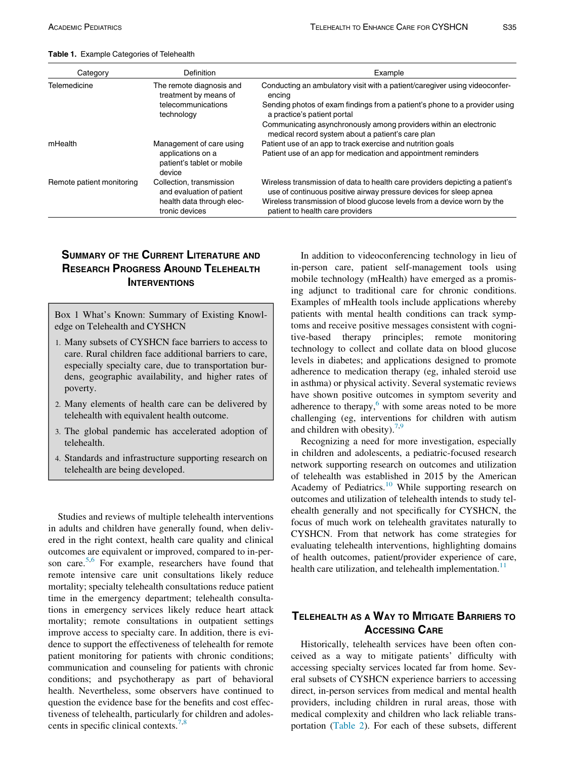**Table 1.** Example Categories of Telehealth

| Category | Definition | Example |
|---|---|---|
| Telemedicine | The remote diagnosis and treatment by means of telecommunications technology | Conducting an ambulatory visit with a patient/caregiver using videoconferencing |
| | | Sending photos of exam findings from a patient's phone to a provider using a practice's patient portal |
| | | Communicating asynchronously among providers within an electronic medical record system about a patient's care plan |
| mHealth | Management of care using applications on a patient's tablet or mobile device | Patient use of an app to track exercise and nutrition goals |
| | | Patient use of an app for medication and appointment reminders |
| Remote patient monitoring | Collection, transmission and evaluation of patient health data through electronic devices | Wireless transmission of data to health care providers depicting a patient's use of continuous positive airway pressure devices for sleep apnea |
| | | Wireless transmission of blood glucose levels from a device worn by the patient to health care providers |

## Summary of the Current Literature and Research Progress Around Telehealth Interventions

> **Box 1 What's Known: Summary of Existing Knowledge on Telehealth and CYSHCN**
>
> 1. Many subsets of CYSHCN face barriers to access to care. Rural children face additional barriers to care, especially specialty care, due to transportation burdens, geographic availability, and higher rates of poverty.
> 2. Many elements of health care can be delivered by telehealth with equivalent health outcome.
> 3. The global pandemic has accelerated adoption of telehealth.
> 4. Standards and infrastructure supporting research on telehealth are being developed.

Studies and reviews of multiple telehealth interventions in adults and children have generally found, when delivered in the right context, health care quality and clinical outcomes are equivalent or improved, compared to in-person care.[5,6] For example, researchers have found that remote intensive care unit consultations likely reduce mortality; specialty telehealth consultations reduce patient time in the emergency department; telehealth consultations in emergency services likely reduce heart attack mortality; remote consultations in outpatient settings improve access to specialty care. In addition, there is evidence to support the effectiveness of telehealth for remote patient monitoring for patients with chronic conditions; communication and counseling for patients with chronic conditions; and psychotherapy as part of behavioral health. Nevertheless, some observers have continued to question the evidence base for the benefits and cost effectiveness of telehealth, particularly for children and adolescents in specific clinical contexts.[7,8]

In addition to videoconferencing technology in lieu of in-person care, patient self-management tools using mobile technology (mHealth) have emerged as a promising adjunct to traditional care for chronic conditions. Examples of mHealth tools include applications whereby patients with mental health conditions can track symptoms and receive positive messages consistent with cognitive-based therapy principles; remote monitoring technology to collect and collate data on blood glucose levels in diabetes; and applications designed to promote adherence to medication therapy (eg, inhaled steroid use in asthma) or physical activity. Several systematic reviews have shown positive outcomes in symptom severity and adherence to therapy,[6] with some areas noted to be more challenging (eg, interventions for children with autism and children with obesity).[7,9]

Recognizing a need for more investigation, especially in children and adolescents, a pediatric-focused research network supporting research on outcomes and utilization of telehealth was established in 2015 by the American Academy of Pediatrics.[10] While supporting research on outcomes and utilization of telehealth intends to study telehealth generally and not specifically for CYSHCN, the focus of much work on telehealth gravitates naturally to CYSHCN. From that network has come strategies for evaluating telehealth interventions, highlighting domains of health outcomes, patient/provider experience of care, health care utilization, and telehealth implementation.[11]

## Telehealth as a Way to Mitigate Barriers to Accessing Care

Historically, telehealth services have been often conceived as a way to mitigate patients' difficulty with accessing specialty services located far from home. Several subsets of CYSHCN experience barriers to accessing direct, in-person services from medical and mental health providers, including children in rural areas, those with medical complexity and children who lack reliable transportation (Table 2). For each of these subsets, different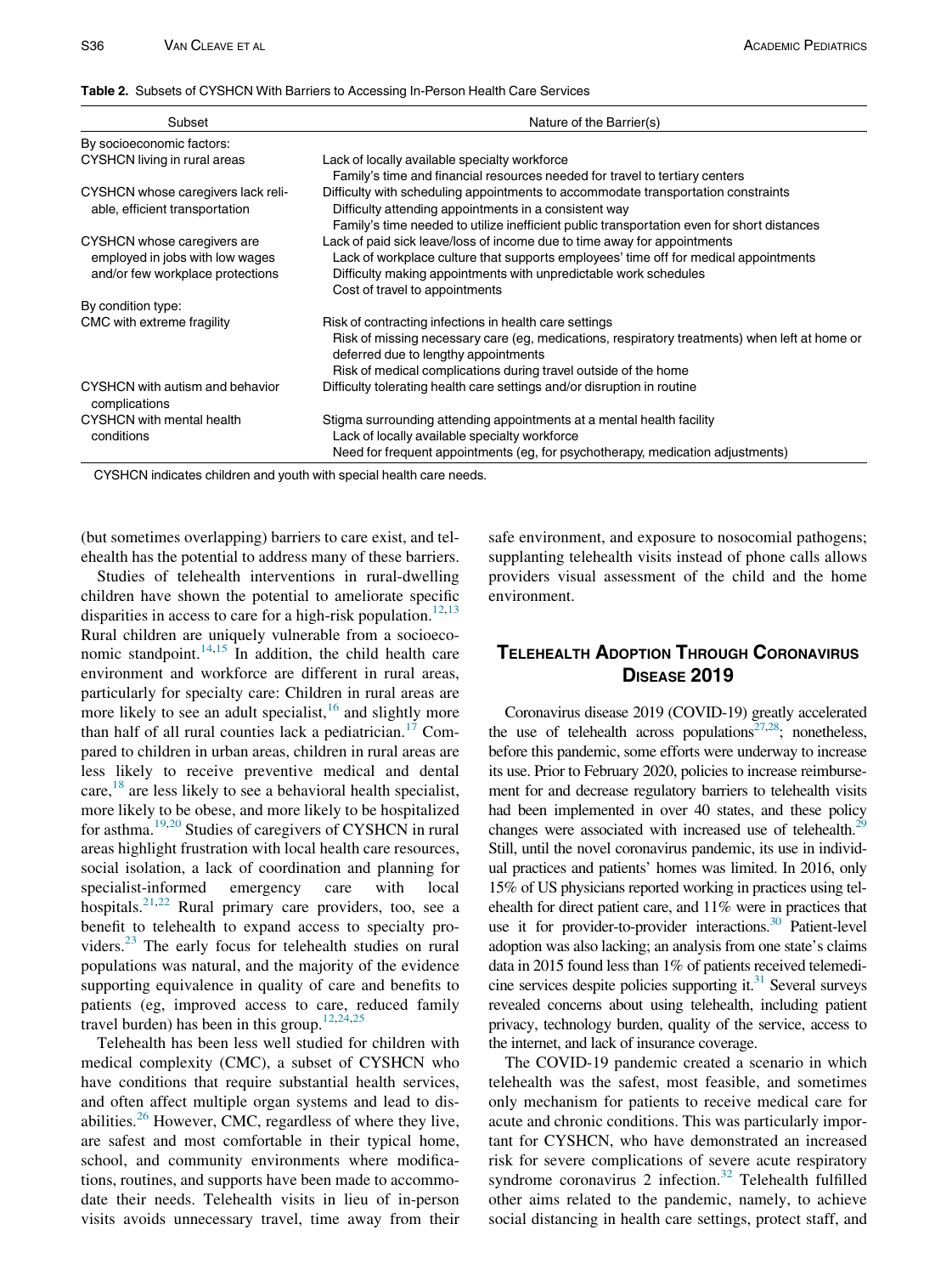**Table 2.** Subsets of CYSHCN With Barriers to Accessing In-Person Health Care Services

| Subset | Nature of the Barrier(s) |
|---|---|
| By socioeconomic factors: | |
| CYSHCN living in rural areas | Lack of locally available specialty workforce<br>Family's time and financial resources needed for travel to tertiary centers |
| CYSHCN whose caregivers lack reliable, efficient transportation | Difficulty with scheduling appointments to accommodate transportation constraints<br>Difficulty attending appointments in a consistent way<br>Family's time needed to utilize inefficient public transportation even for short distances |
| CYSHCN whose caregivers are employed in jobs with low wages and/or few workplace protections | Lack of paid sick leave/loss of income due to time away for appointments<br>Lack of workplace culture that supports employees' time off for medical appointments<br>Difficulty making appointments with unpredictable work schedules<br>Cost of travel to appointments |
| By condition type: | |
| CMC with extreme fragility | Risk of contracting infections in health care settings<br>Risk of missing necessary care (eg, medications, respiratory treatments) when left at home or deferred due to lengthy appointments<br>Risk of medical complications during travel outside of the home |
| CYSHCN with autism and behavior complications | Difficulty tolerating health care settings and/or disruption in routine |
| CYSHCN with mental health conditions | Stigma surrounding attending appointments at a mental health facility<br>Lack of locally available specialty workforce<br>Need for frequent appointments (eg, for psychotherapy, medication adjustments) |

CYSHCN indicates children and youth with special health care needs.

(but sometimes overlapping) barriers to care exist, and telehealth has the potential to address many of these barriers.

Studies of telehealth interventions in rural-dwelling children have shown the potential to ameliorate specific disparities in access to care for a high-risk population.[12,13] Rural children are uniquely vulnerable from a socioeconomic standpoint.[14,15] In addition, the child health care environment and workforce are different in rural areas, particularly for specialty care: Children in rural areas are more likely to see an adult specialist,[16] and slightly more than half of all rural counties lack a pediatrician.[17] Compared to children in urban areas, children in rural areas are less likely to receive preventive medical and dental care,[18] are less likely to see a behavioral health specialist, more likely to be obese, and more likely to be hospitalized for asthma.[19,20] Studies of caregivers of CYSHCN in rural areas highlight frustration with local health care resources, social isolation, a lack of coordination and planning for specialist-informed emergency care with local hospitals.[21,22] Rural primary care providers, too, see a benefit to telehealth to expand access to specialty providers.[23] The early focus for telehealth studies on rural populations was natural, and the majority of the evidence supporting equivalence in quality of care and benefits to patients (eg, improved access to care, reduced family travel burden) has been in this group.[12,24,25]

Telehealth has been less well studied for children with medical complexity (CMC), a subset of CYSHCN who have conditions that require substantial health services, and often affect multiple organ systems and lead to disabilities.[26] However, CMC, regardless of where they live, are safest and most comfortable in their typical home, school, and community environments where modifications, routines, and supports have been made to accommodate their needs. Telehealth visits in lieu of in-person visits avoids unnecessary travel, time away from their safe environment, and exposure to nosocomial pathogens; supplanting telehealth visits instead of phone calls allows providers visual assessment of the child and the home environment.

## Telehealth Adoption Through Coronavirus Disease 2019

Coronavirus disease 2019 (COVID-19) greatly accelerated the use of telehealth across populations[27,28]; nonetheless, before this pandemic, some efforts were underway to increase its use. Prior to February 2020, policies to increase reimbursement for and decrease regulatory barriers to telehealth visits had been implemented in over 40 states, and these policy changes were associated with increased use of telehealth.[29] Still, until the novel coronavirus pandemic, its use in individual practices and patients' homes was limited. In 2016, only 15% of US physicians reported working in practices using telehealth for direct patient care, and 11% were in practices that use it for provider-to-provider interactions.[30] Patient-level adoption was also lacking; an analysis from one state's claims data in 2015 found less than 1% of patients received telemedicine services despite policies supporting it.[31] Several surveys revealed concerns about using telehealth, including patient privacy, technology burden, quality of the service, access to the internet, and lack of insurance coverage.

The COVID-19 pandemic created a scenario in which telehealth was the safest, most feasible, and sometimes only mechanism for patients to receive medical care for acute and chronic conditions. This was particularly important for CYSHCN, who have demonstrated an increased risk for severe complications of severe acute respiratory syndrome coronavirus 2 infection.[32] Telehealth fulfilled other aims related to the pandemic, namely, to achieve social distancing in health care settings, protect staff, and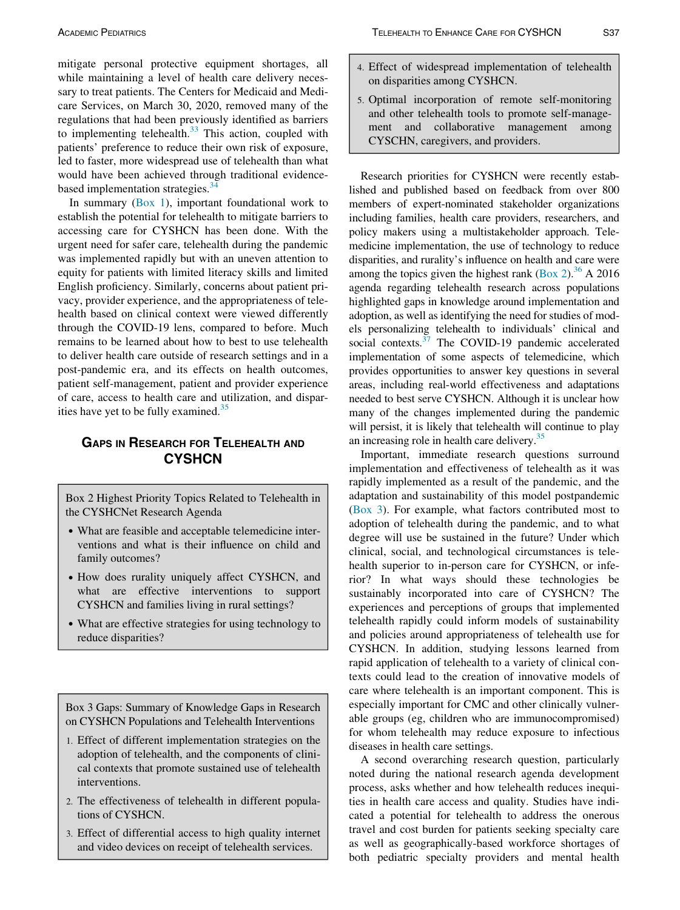mitigate personal protective equipment shortages, all while maintaining a level of health care delivery necessary to treat patients. The Centers for Medicaid and Medicare Services, on March 30, 2020, removed many of the regulations that had been previously identified as barriers to implementing telehealth.[33] This action, coupled with patients' preference to reduce their own risk of exposure, led to faster, more widespread use of telehealth than what would have been achieved through traditional evidence-based implementation strategies.[34]

In summary (Box 1), important foundational work to establish the potential for telehealth to mitigate barriers to accessing care for CYSHCN has been done. With the urgent need for safer care, telehealth during the pandemic was implemented rapidly but with an uneven attention to equity for patients with limited literacy skills and limited English proficiency. Similarly, concerns about patient privacy, provider experience, and the appropriateness of telehealth based on clinical context were viewed differently through the COVID-19 lens, compared to before. Much remains to be learned about how to best to use telehealth to deliver health care outside of research settings and in a post-pandemic era, and its effects on health outcomes, patient self-management, patient and provider experience of care, access to health care and utilization, and disparities have yet to be fully examined.[35]

## Gaps in Research for Telehealth and CYSHCN

> **Box 2 Highest Priority Topics Related to Telehealth in the CYSHCNet Research Agenda**
>
> - What are feasible and acceptable telemedicine interventions and what is their influence on child and family outcomes?
> - How does rurality uniquely affect CYSHCN, and what are effective interventions to support CYSHCN and families living in rural settings?
> - What are effective strategies for using technology to reduce disparities?

> **Box 3 Gaps: Summary of Knowledge Gaps in Research on CYSHCN Populations and Telehealth Interventions**
>
> 1. Effect of different implementation strategies on the adoption of telehealth, and the components of clinical contexts that promote sustained use of telehealth interventions.
> 2. The effectiveness of telehealth in different populations of CYSHCN.
> 3. Effect of differential access to high quality internet and video devices on receipt of telehealth services.
> 4. Effect of widespread implementation of telehealth on disparities among CYSHCN.
> 5. Optimal incorporation of remote self-monitoring and other telehealth tools to promote self-management and collaborative management among CYSCHN, caregivers, and providers.

Research priorities for CYSHCN were recently established and published based on feedback from over 800 members of expert-nominated stakeholder organizations including families, health care providers, researchers, and policy makers using a multistakeholder approach. Telemedicine implementation, the use of technology to reduce disparities, and rurality's influence on health and care were among the topics given the highest rank (Box 2).[36] A 2016 agenda regarding telehealth research across populations highlighted gaps in knowledge around implementation and adoption, as well as identifying the need for studies of models personalizing telehealth to individuals' clinical and social contexts.[37] The COVID-19 pandemic accelerated implementation of some aspects of telemedicine, which provides opportunities to answer key questions in several areas, including real-world effectiveness and adaptations needed to best serve CYSHCN. Although it is unclear how many of the changes implemented during the pandemic will persist, it is likely that telehealth will continue to play an increasing role in health care delivery.[35]

Important, immediate research questions surround implementation and effectiveness of telehealth as it was rapidly implemented as a result of the pandemic, and the adaptation and sustainability of this model postpandemic (Box 3). For example, what factors contributed most to adoption of telehealth during the pandemic, and to what degree will use be sustained in the future? Under which clinical, social, and technological circumstances is telehealth superior to in-person care for CYSHCN, or inferior? In what ways should these technologies be sustainably incorporated into care of CYSHCN? The experiences and perceptions of groups that implemented telehealth rapidly could inform models of sustainability and policies around appropriateness of telehealth use for CYSHCN. In addition, studying lessons learned from rapid application of telehealth to a variety of clinical contexts could lead to the creation of innovative models of care where telehealth is an important component. This is especially important for CMC and other clinically vulnerable groups (eg, children who are immunocompromised) for whom telehealth may reduce exposure to infectious diseases in health care settings.

A second overarching research question, particularly noted during the national research agenda development process, asks whether and how telehealth reduces inequities in health care access and quality. Studies have indicated a potential for telehealth to address the onerous travel and cost burden for patients seeking specialty care as well as geographically-based workforce shortages of both pediatric specialty providers and mental health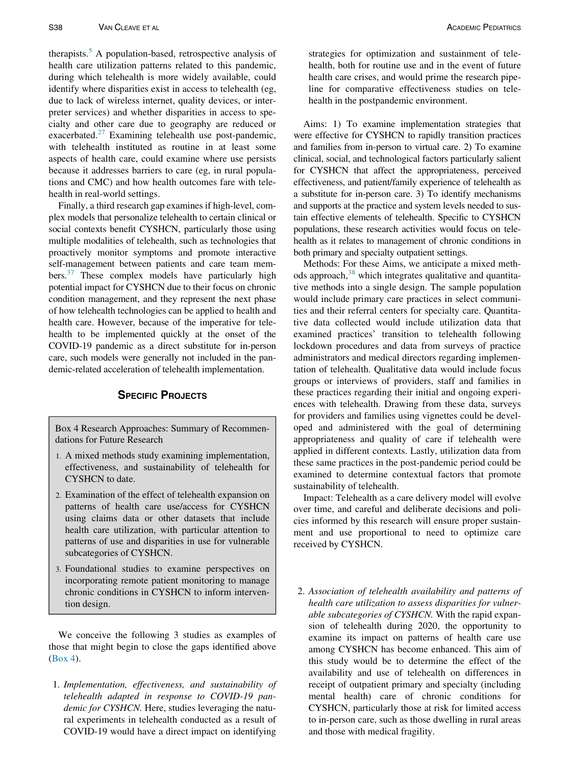therapists.[5] A population-based, retrospective analysis of health care utilization patterns related to this pandemic, during which telehealth is more widely available, could identify where disparities exist in access to telehealth (eg, due to lack of wireless internet, quality devices, or interpreter services) and whether disparities in access to specialty and other care due to geography are reduced or exacerbated.[27] Examining telehealth use post-pandemic, with telehealth instituted as routine in at least some aspects of health care, could examine where use persists because it addresses barriers to care (eg, in rural populations and CMC) and how health outcomes fare with telehealth in real-world settings.

Finally, a third research gap examines if high-level, complex models that personalize telehealth to certain clinical or social contexts benefit CYSHCN, particularly those using multiple modalities of telehealth, such as technologies that proactively monitor symptoms and promote interactive self-management between patients and care team members.[37] These complex models have particularly high potential impact for CYSHCN due to their focus on chronic condition management, and they represent the next phase of how telehealth technologies can be applied to health and health care. However, because of the imperative for telehealth to be implemented quickly at the onset of the COVID-19 pandemic as a direct substitute for in-person care, such models were generally not included in the pandemic-related acceleration of telehealth implementation.

## Specific Projects

> Box 4 Research Approaches: Summary of Recommendations for Future Research
>
> 1. A mixed methods study examining implementation, effectiveness, and sustainability of telehealth for CYSHCN to date.
> 2. Examination of the effect of telehealth expansion on patterns of health care use/access for CYSHCN using claims data or other datasets that include health care utilization, with particular attention to patterns of use and disparities in use for vulnerable subcategories of CYSHCN.
> 3. Foundational studies to examine perspectives on incorporating remote patient monitoring to manage chronic conditions in CYSHCN to inform intervention design.

We conceive the following 3 studies as examples of those that might begin to close the gaps identified above (Box 4).

1. *Implementation, effectiveness, and sustainability of telehealth adapted in response to COVID-19 pandemic for CYSHCN.* Here, studies leveraging the natural experiments in telehealth conducted as a result of COVID-19 would have a direct impact on identifying strategies for optimization and sustainment of telehealth, both for routine use and in the event of future health care crises, and would prime the research pipeline for comparative effectiveness studies on telehealth in the postpandemic environment.

Aims: 1) To examine implementation strategies that were effective for CYSHCN to rapidly transition practices and families from in-person to virtual care. 2) To examine clinical, social, and technological factors particularly salient for CYSHCN that affect the appropriateness, perceived effectiveness, and patient/family experience of telehealth as a substitute for in-person care. 3) To identify mechanisms and supports at the practice and system levels needed to sustain effective elements of telehealth. Specific to CYSHCN populations, these research activities would focus on telehealth as it relates to management of chronic conditions in both primary and specialty outpatient settings.

Methods: For these Aims, we anticipate a mixed methods approach,[38] which integrates qualitative and quantitative methods into a single design. The sample population would include primary care practices in select communities and their referral centers for specialty care. Quantitative data collected would include utilization data that examined practices' transition to telehealth following lockdown procedures and data from surveys of practice administrators and medical directors regarding implementation of telehealth. Qualitative data would include focus groups or interviews of providers, staff and families in these practices regarding their initial and ongoing experiences with telehealth. Drawing from these data, surveys for providers and families using vignettes could be developed and administered with the goal of determining appropriateness and quality of care if telehealth were applied in different contexts. Lastly, utilization data from these same practices in the post-pandemic period could be examined to determine contextual factors that promote sustainability of telehealth.

Impact: Telehealth as a care delivery model will evolve over time, and careful and deliberate decisions and policies informed by this research will ensure proper sustainment and use proportional to need to optimize care received by CYSHCN.

2. *Association of telehealth availability and patterns of health care utilization to assess disparities for vulnerable subcategories of CYSHCN.* With the rapid expansion of telehealth during 2020, the opportunity to examine its impact on patterns of health care use among CYSHCN has become enhanced. This aim of this study would be to determine the effect of the availability and use of telehealth on differences in receipt of outpatient primary and specialty (including mental health) care of chronic conditions for CYSHCN, particularly those at risk for limited access to in-person care, such as those dwelling in rural areas and those with medical fragility.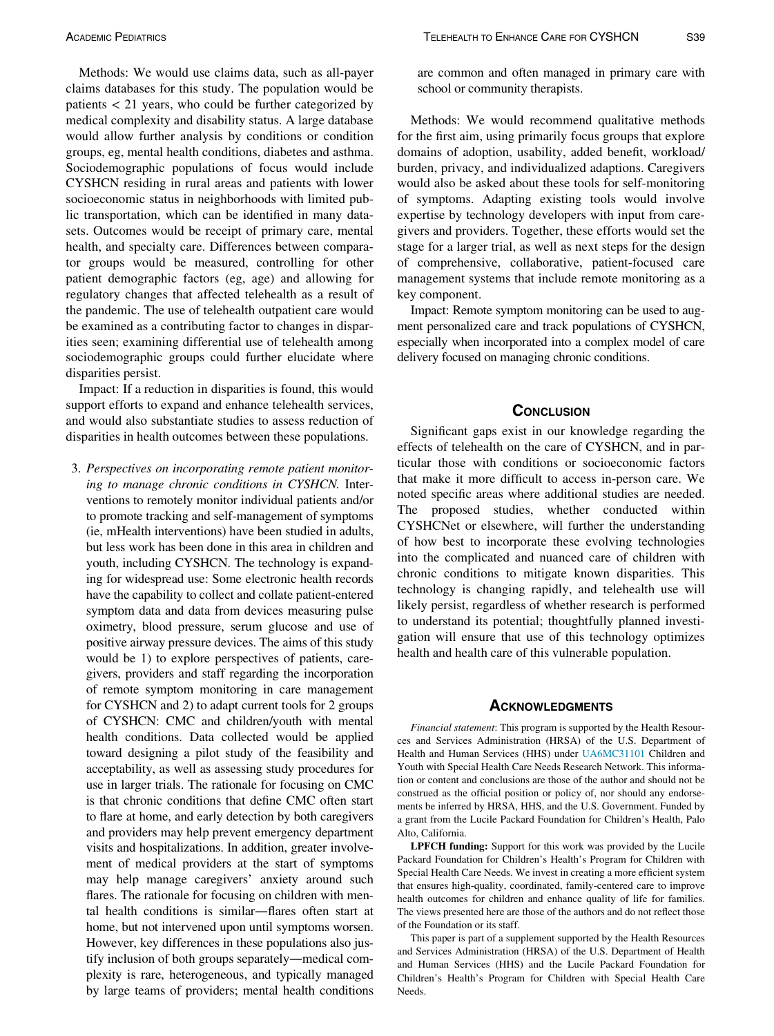Methods: We would use claims data, such as all-payer claims databases for this study. The population would be patients < 21 years, who could be further categorized by medical complexity and disability status. A large database would allow further analysis by conditions or condition groups, eg, mental health conditions, diabetes and asthma. Sociodemographic populations of focus would include CYSHCN residing in rural areas and patients with lower socioeconomic status in neighborhoods with limited public transportation, which can be identified in many datasets. Outcomes would be receipt of primary care, mental health, and specialty care. Differences between comparator groups would be measured, controlling for other patient demographic factors (eg, age) and allowing for regulatory changes that affected telehealth as a result of the pandemic. The use of telehealth outpatient care would be examined as a contributing factor to changes in disparities seen; examining differential use of telehealth among sociodemographic groups could further elucidate where disparities persist.

Impact: If a reduction in disparities is found, this would support efforts to expand and enhance telehealth services, and would also substantiate studies to assess reduction of disparities in health outcomes between these populations.

3. *Perspectives on incorporating remote patient monitoring to manage chronic conditions in CYSHCN.* Interventions to remotely monitor individual patients and/or to promote tracking and self-management of symptoms (ie, mHealth interventions) have been studied in adults, but less work has been done in this area in children and youth, including CYSHCN. The technology is expanding for widespread use: Some electronic health records have the capability to collect and collate patient-entered symptom data and data from devices measuring pulse oximetry, blood pressure, serum glucose and use of positive airway pressure devices. The aims of this study would be 1) to explore perspectives of patients, caregivers, providers and staff regarding the incorporation of remote symptom monitoring in care management for CYSHCN and 2) to adapt current tools for 2 groups of CYSHCN: CMC and children/youth with mental health conditions. Data collected would be applied toward designing a pilot study of the feasibility and acceptability, as well as assessing study procedures for use in larger trials. The rationale for focusing on CMC is that chronic conditions that define CMC often start to flare at home, and early detection by both caregivers and providers may help prevent emergency department visits and hospitalizations. In addition, greater involvement of medical providers at the start of symptoms may help manage caregivers' anxiety around such flares. The rationale for focusing on children with mental health conditions is similar—flares often start at home, but not intervened upon until symptoms worsen. However, key differences in these populations also justify inclusion of both groups separately—medical complexity is rare, heterogeneous, and typically managed by large teams of providers; mental health conditions are common and often managed in primary care with school or community therapists.

Methods: We would recommend qualitative methods for the first aim, using primarily focus groups that explore domains of adoption, usability, added benefit, workload/burden, privacy, and individualized adaptions. Caregivers would also be asked about these tools for self-monitoring of symptoms. Adapting existing tools would involve expertise by technology developers with input from caregivers and providers. Together, these efforts would set the stage for a larger trial, as well as next steps for the design of comprehensive, collaborative, patient-focused care management systems that include remote monitoring as a key component.

Impact: Remote symptom monitoring can be used to augment personalized care and track populations of CYSHCN, especially when incorporated into a complex model of care delivery focused on managing chronic conditions.

## Conclusion

Significant gaps exist in our knowledge regarding the effects of telehealth on the care of CYSHCN, and in particular those with conditions or socioeconomic factors that make it more difficult to access in-person care. We noted specific areas where additional studies are needed. The proposed studies, whether conducted within CYSHCNet or elsewhere, will further the understanding of how best to incorporate these evolving technologies into the complicated and nuanced care of children with chronic conditions to mitigate known disparities. This technology is changing rapidly, and telehealth use will likely persist, regardless of whether research is performed to understand its potential; thoughtfully planned investigation will ensure that use of this technology optimizes health and health care of this vulnerable population.

## Acknowledgments

*Financial statement*: This program is supported by the Health Resources and Services Administration (HRSA) of the U.S. Department of Health and Human Services (HHS) under UA6MC31101 Children and Youth with Special Health Care Needs Research Network. This information or content and conclusions are those of the author and should not be construed as the official position or policy of, nor should any endorsements be inferred by HRSA, HHS, and the U.S. Government. Funded by a grant from the Lucile Packard Foundation for Children's Health, Palo Alto, California.

**LPFCH funding:** Support for this work was provided by the Lucile Packard Foundation for Children's Health's Program for Children with Special Health Care Needs. We invest in creating a more efficient system that ensures high-quality, coordinated, family-centered care to improve health outcomes for children and enhance quality of life for families. The views presented here are those of the authors and do not reflect those of the Foundation or its staff.

This paper is part of a supplement supported by the Health Resources and Services Administration (HRSA) of the U.S. Department of Health and Human Services (HHS) and the Lucile Packard Foundation for Children's Health's Program for Children with Special Health Care Needs.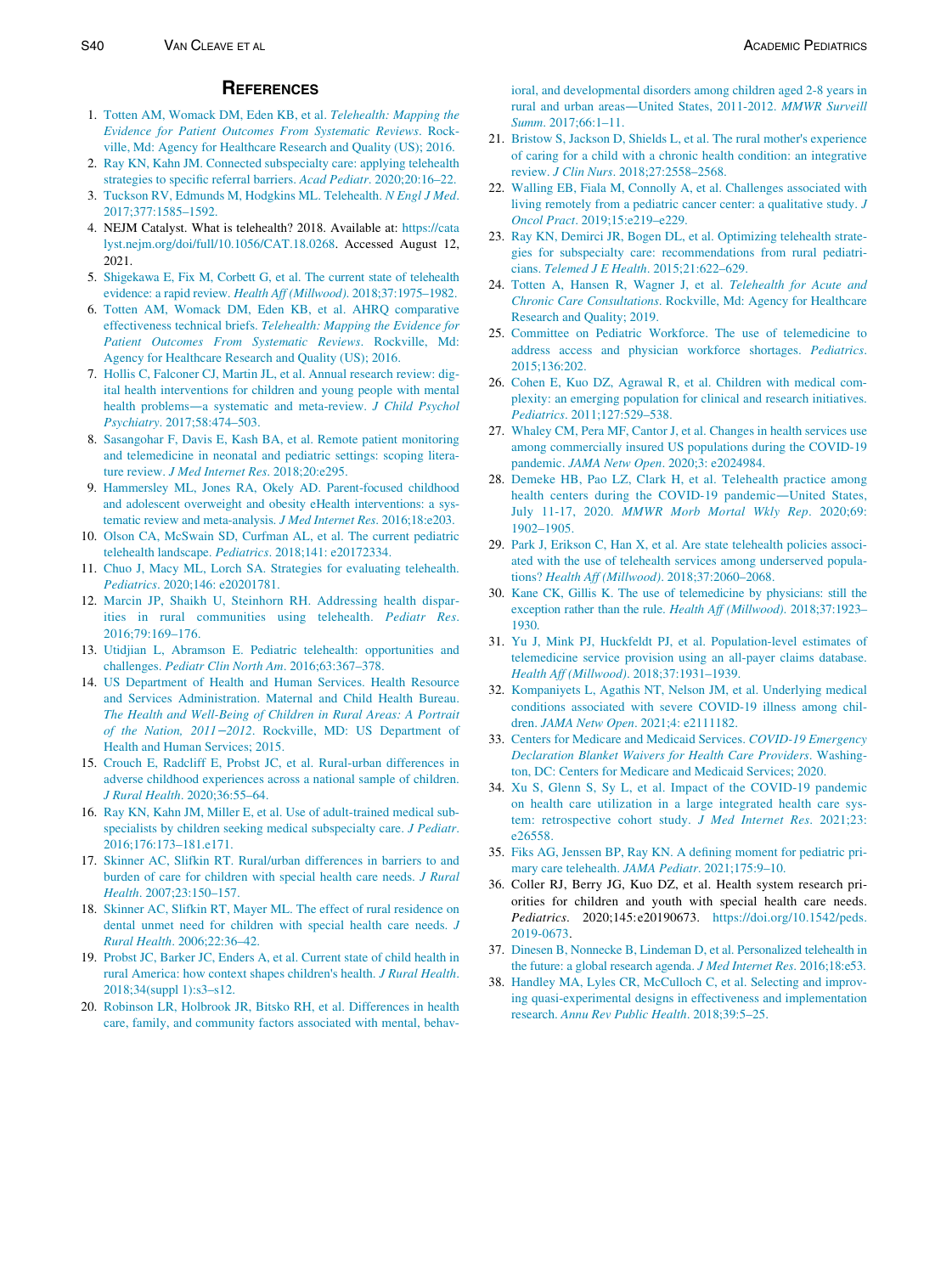## References

1. Totten AM, Womack DM, Eden KB, et al. *Telehealth: Mapping the Evidence for Patient Outcomes From Systematic Reviews*. Rockville, Md: Agency for Healthcare Research and Quality (US); 2016.
2. Ray KN, Kahn JM. Connected subspecialty care: applying telehealth strategies to specific referral barriers. *Acad Pediatr*. 2020;20:16–22.
3. Tuckson RV, Edmunds M, Hodgkins ML. Telehealth. *N Engl J Med*. 2017;377:1585–1592.
4. NEJM Catalyst. What is telehealth? 2018. Available at: https://catalyst.nejm.org/doi/full/10.1056/CAT.18.0268. Accessed August 12, 2021.
5. Shigekawa E, Fix M, Corbett G, et al. The current state of telehealth evidence: a rapid review. *Health Aff (Millwood)*. 2018;37:1975–1982.
6. Totten AM, Womack DM, Eden KB, et al. AHRQ comparative effectiveness technical briefs. *Telehealth: Mapping the Evidence for Patient Outcomes From Systematic Reviews*. Rockville, Md: Agency for Healthcare Research and Quality (US); 2016.
7. Hollis C, Falconer CJ, Martin JL, et al. Annual research review: digital health interventions for children and young people with mental health problems—a systematic and meta-review. *J Child Psychol Psychiatry*. 2017;58:474–503.
8. Sasangohar F, Davis E, Kash BA, et al. Remote patient monitoring and telemedicine in neonatal and pediatric settings: scoping literature review. *J Med Internet Res*. 2018;20:e295.
9. Hammersley ML, Jones RA, Okely AD. Parent-focused childhood and adolescent overweight and obesity eHealth interventions: a systematic review and meta-analysis. *J Med Internet Res*. 2016;18:e203.
10. Olson CA, McSwain SD, Curfman AL, et al. The current pediatric telehealth landscape. *Pediatrics*. 2018;141: e20172334.
11. Chuo J, Macy ML, Lorch SA. Strategies for evaluating telehealth. *Pediatrics*. 2020;146: e20201781.
12. Marcin JP, Shaikh U, Steinhorn RH. Addressing health disparities in rural communities using telehealth. *Pediatr Res*. 2016;79:169–176.
13. Utidjian L, Abramson E. Pediatric telehealth: opportunities and challenges. *Pediatr Clin North Am*. 2016;63:367–378.
14. US Department of Health and Human Services. Health Resource and Services Administration. Maternal and Child Health Bureau. *The Health and Well-Being of Children in Rural Areas: A Portrait of the Nation, 2011−2012*. Rockville, MD: US Department of Health and Human Services; 2015.
15. Crouch E, Radcliff E, Probst JC, et al. Rural-urban differences in adverse childhood experiences across a national sample of children. *J Rural Health*. 2020;36:55–64.
16. Ray KN, Kahn JM, Miller E, et al. Use of adult-trained medical subspecialists by children seeking medical subspecialty care. *J Pediatr*. 2016;176:173–181.e171.
17. Skinner AC, Slifkin RT. Rural/urban differences in barriers to and burden of care for children with special health care needs. *J Rural Health*. 2007;23:150–157.
18. Skinner AC, Slifkin RT, Mayer ML. The effect of rural residence on dental unmet need for children with special health care needs. *J Rural Health*. 2006;22:36–42.
19. Probst JC, Barker JC, Enders A, et al. Current state of child health in rural America: how context shapes children's health. *J Rural Health*. 2018;34(suppl 1):s3–s12.
20. Robinson LR, Holbrook JR, Bitsko RH, et al. Differences in health care, family, and community factors associated with mental, behavioral, and developmental disorders among children aged 2-8 years in rural and urban areas—United States, 2011-2012. *MMWR Surveill Summ*. 2017;66:1–11.
21. Bristow S, Jackson D, Shields L, et al. The rural mother's experience of caring for a child with a chronic health condition: an integrative review. *J Clin Nurs*. 2018;27:2558–2568.
22. Walling EB, Fiala M, Connolly A, et al. Challenges associated with living remotely from a pediatric cancer center: a qualitative study. *J Oncol Pract*. 2019;15:e219–e229.
23. Ray KN, Demirci JR, Bogen DL, et al. Optimizing telehealth strategies for subspecialty care: recommendations from rural pediatricians. *Telemed J E Health*. 2015;21:622–629.
24. Totten A, Hansen R, Wagner J, et al. *Telehealth for Acute and Chronic Care Consultations*. Rockville, Md: Agency for Healthcare Research and Quality; 2019.
25. Committee on Pediatric Workforce. The use of telemedicine to address access and physician workforce shortages. *Pediatrics*. 2015;136:202.
26. Cohen E, Kuo DZ, Agrawal R, et al. Children with medical complexity: an emerging population for clinical and research initiatives. *Pediatrics*. 2011;127:529–538.
27. Whaley CM, Pera MF, Cantor J, et al. Changes in health services use among commercially insured US populations during the COVID-19 pandemic. *JAMA Netw Open*. 2020;3: e2024984.
28. Demeke HB, Pao LZ, Clark H, et al. Telehealth practice among health centers during the COVID-19 pandemic—United States, July 11-17, 2020. *MMWR Morb Mortal Wkly Rep*. 2020;69: 1902–1905.
29. Park J, Erikson C, Han X, et al. Are state telehealth policies associated with the use of telehealth services among underserved populations? *Health Aff (Millwood)*. 2018;37:2060–2068.
30. Kane CK, Gillis K. The use of telemedicine by physicians: still the exception rather than the rule. *Health Aff (Millwood)*. 2018;37:1923–1930.
31. Yu J, Mink PJ, Huckfeldt PJ, et al. Population-level estimates of telemedicine service provision using an all-payer claims database. *Health Aff (Millwood)*. 2018;37:1931–1939.
32. Kompaniyets L, Agathis NT, Nelson JM, et al. Underlying medical conditions associated with severe COVID-19 illness among children. *JAMA Netw Open*. 2021;4: e2111182.
33. Centers for Medicare and Medicaid Services. *COVID-19 Emergency Declaration Blanket Waivers for Health Care Providers*. Washington, DC: Centers for Medicare and Medicaid Services; 2020.
34. Xu S, Glenn S, Sy L, et al. Impact of the COVID-19 pandemic on health care utilization in a large integrated health care system: retrospective cohort study. *J Med Internet Res*. 2021;23: e26558.
35. Fiks AG, Jenssen BP, Ray KN. A defining moment for pediatric primary care telehealth. *JAMA Pediatr*. 2021;175:9–10.
36. Coller RJ, Berry JG, Kuo DZ, et al. Health system research priorities for children and youth with special health care needs. *Pediatrics*. 2020;145:e20190673. https://doi.org/10.1542/peds.2019-0673.
37. Dinesen B, Nonnecke B, Lindeman D, et al. Personalized telehealth in the future: a global research agenda. *J Med Internet Res*. 2016;18:e53.
38. Handley MA, Lyles CR, McCulloch C, et al. Selecting and improving quasi-experimental designs in effectiveness and implementation research. *Annu Rev Public Health*. 2018;39:5–25.